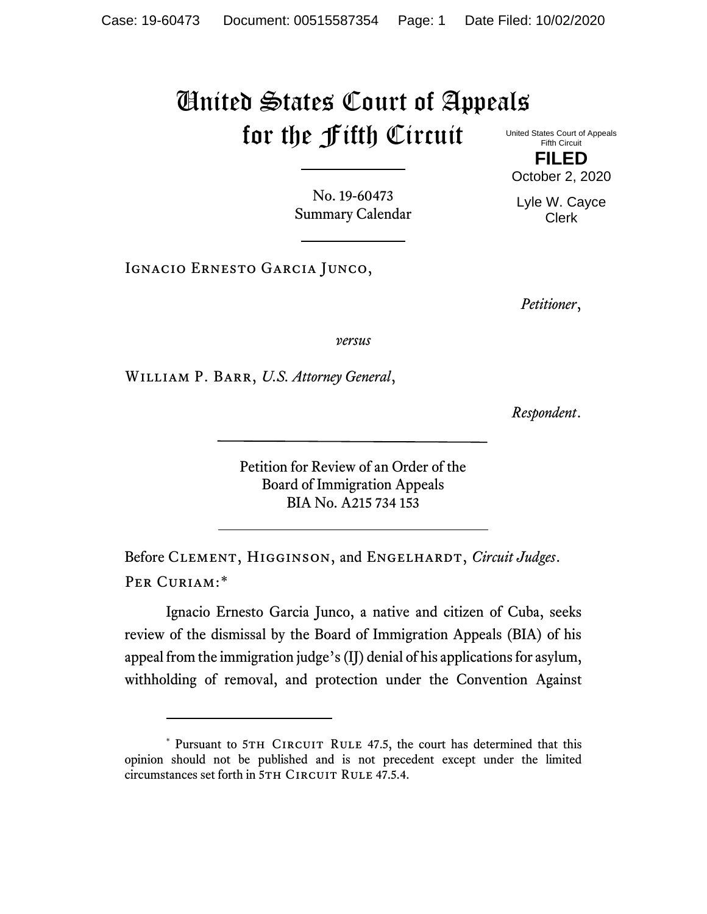# United States Court of Appeals for the Fifth Circuit

United States Court of Appeals
Fifth Circuit

**FILED**

October 2, 2020

Lyle W. Cayce
Clerk

No. 19-60473
Summary Calendar

---

Ignacio Ernesto Garcia Junco,

*Petitioner*,

*versus*

William P. Barr, *U.S. Attorney General*,

*Respondent*.

---

Petition for Review of an Order of the
Board of Immigration Appeals
BIA No. A215 734 153

---

Before Clement, Higginson, and Engelhardt, *Circuit Judges*.

Per Curiam:*

Ignacio Ernesto Garcia Junco, a native and citizen of Cuba, seeks review of the dismissal by the Board of Immigration Appeals (BIA) of his appeal from the immigration judge's (IJ) denial of his applications for asylum, withholding of removal, and protection under the Convention Against

---

\* Pursuant to 5th Circuit Rule 47.5, the court has determined that this opinion should not be published and is not precedent except under the limited circumstances set forth in 5th Circuit Rule 47.5.4.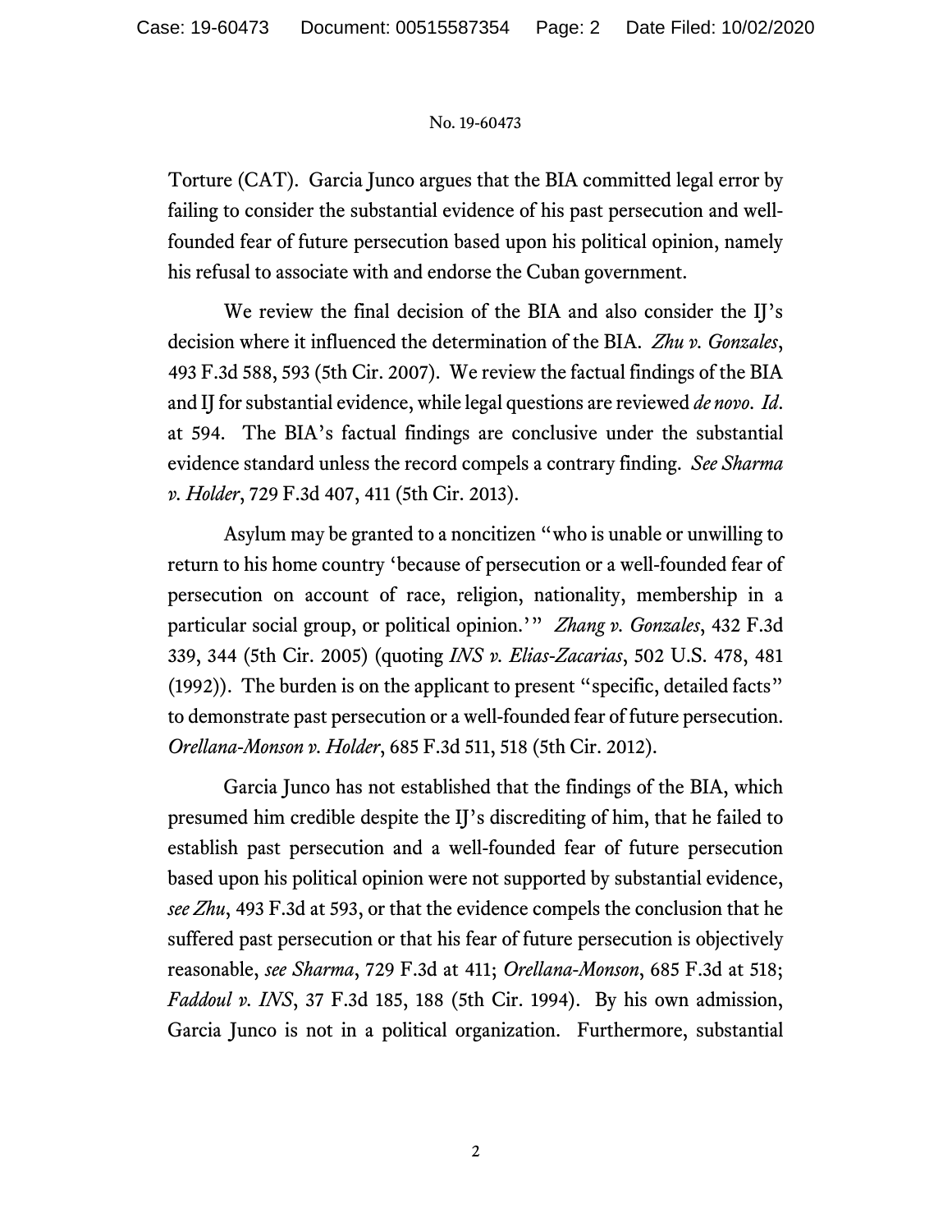Torture (CAT). Garcia Junco argues that the BIA committed legal error by failing to consider the substantial evidence of his past persecution and well-founded fear of future persecution based upon his political opinion, namely his refusal to associate with and endorse the Cuban government.

We review the final decision of the BIA and also consider the IJ's decision where it influenced the determination of the BIA. *Zhu v. Gonzales*, 493 F.3d 588, 593 (5th Cir. 2007). We review the factual findings of the BIA and IJ for substantial evidence, while legal questions are reviewed *de novo*. *Id*. at 594. The BIA's factual findings are conclusive under the substantial evidence standard unless the record compels a contrary finding. *See Sharma v. Holder*, 729 F.3d 407, 411 (5th Cir. 2013).

Asylum may be granted to a noncitizen "who is unable or unwilling to return to his home country 'because of persecution or a well-founded fear of persecution on account of race, religion, nationality, membership in a particular social group, or political opinion.'" *Zhang v. Gonzales*, 432 F.3d 339, 344 (5th Cir. 2005) (quoting *INS v. Elias-Zacarias*, 502 U.S. 478, 481 (1992)). The burden is on the applicant to present "specific, detailed facts" to demonstrate past persecution or a well-founded fear of future persecution. *Orellana-Monson v. Holder*, 685 F.3d 511, 518 (5th Cir. 2012).

Garcia Junco has not established that the findings of the BIA, which presumed him credible despite the IJ's discrediting of him, that he failed to establish past persecution and a well-founded fear of future persecution based upon his political opinion were not supported by substantial evidence, *see Zhu*, 493 F.3d at 593, or that the evidence compels the conclusion that he suffered past persecution or that his fear of future persecution is objectively reasonable, *see Sharma*, 729 F.3d at 411; *Orellana-Monson*, 685 F.3d at 518; *Faddoul v. INS*, 37 F.3d 185, 188 (5th Cir. 1994). By his own admission, Garcia Junco is not in a political organization. Furthermore, substantial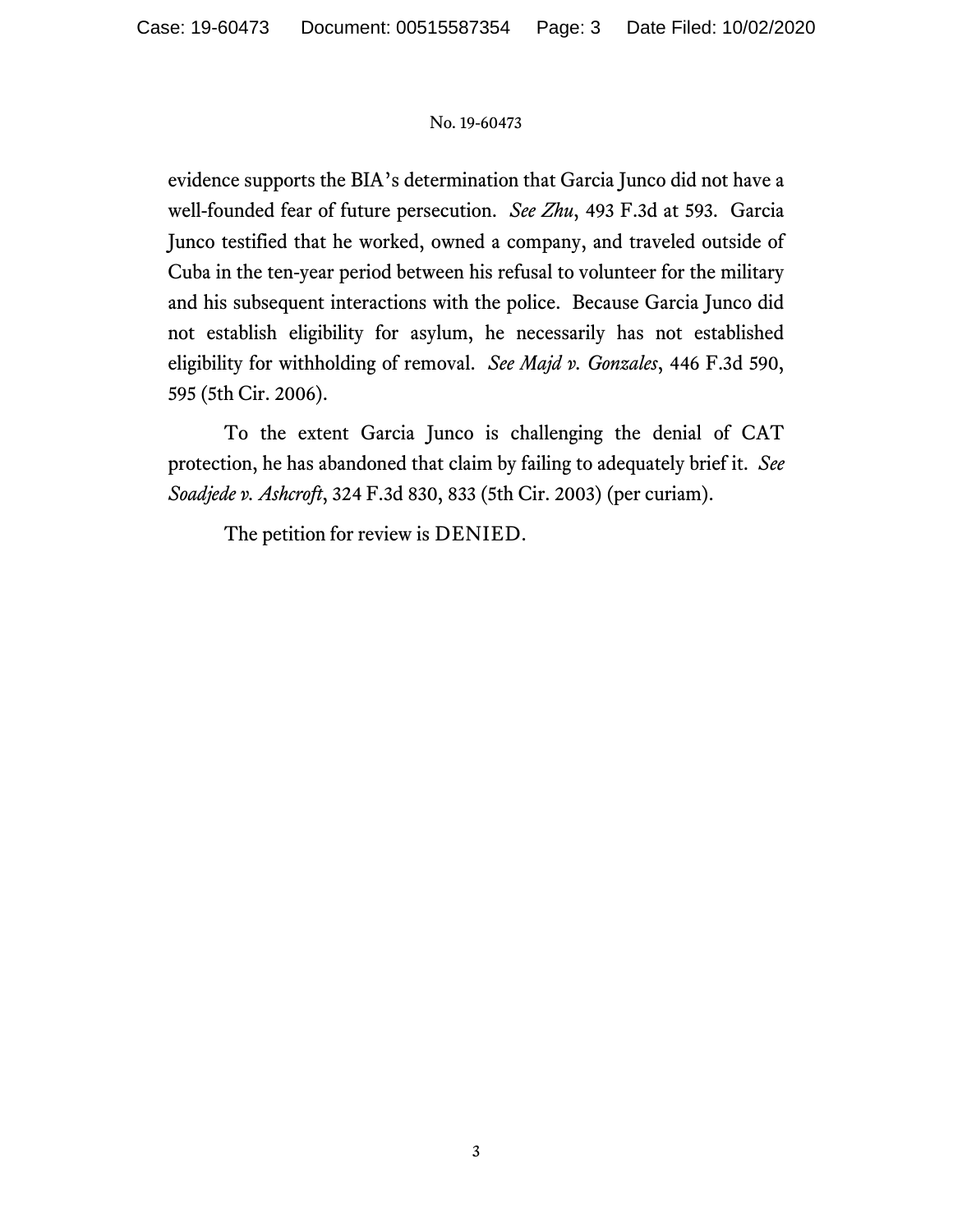evidence supports the BIA's determination that Garcia Junco did not have a well-founded fear of future persecution. *See Zhu*, 493 F.3d at 593. Garcia Junco testified that he worked, owned a company, and traveled outside of Cuba in the ten-year period between his refusal to volunteer for the military and his subsequent interactions with the police. Because Garcia Junco did not establish eligibility for asylum, he necessarily has not established eligibility for withholding of removal. *See Majd v. Gonzales*, 446 F.3d 590, 595 (5th Cir. 2006).

To the extent Garcia Junco is challenging the denial of CAT protection, he has abandoned that claim by failing to adequately brief it. *See Soadjede v. Ashcroft*, 324 F.3d 830, 833 (5th Cir. 2003) (per curiam).

The petition for review is DENIED.